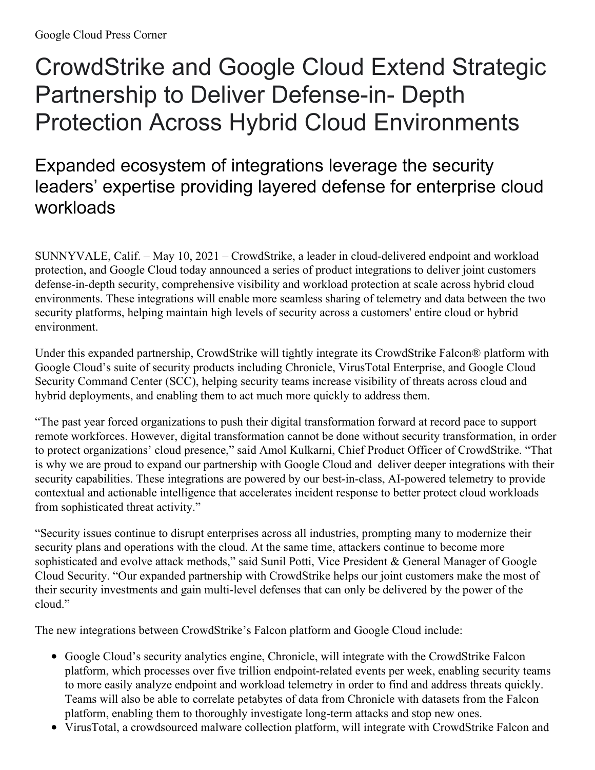Google Cloud Press Corner

# CrowdStrike and Google Cloud Extend Strategic Partnership to Deliver Defense-in- Depth Protection Across Hybrid Cloud Environments

## Expanded ecosystem of integrations leverage the security leaders' expertise providing layered defense for enterprise cloud workloads

SUNNYVALE, Calif. – May 10, 2021 – CrowdStrike, a leader in cloud-delivered endpoint and workload protection, and Google Cloud today announced a series of product integrations to deliver joint customers defense-in-depth security, comprehensive visibility and workload protection at scale across hybrid cloud environments. These integrations will enable more seamless sharing of telemetry and data between the two security platforms, helping maintain high levels of security across a customers' entire cloud or hybrid environment.

Under this expanded partnership, CrowdStrike will tightly integrate its CrowdStrike Falcon® platform with Google Cloud's suite of security products including Chronicle, VirusTotal Enterprise, and Google Cloud Security Command Center (SCC), helping security teams increase visibility of threats across cloud and hybrid deployments, and enabling them to act much more quickly to address them.

"The past year forced organizations to push their digital transformation forward at record pace to support remote workforces. However, digital transformation cannot be done without security transformation, in order to protect organizations' cloud presence," said Amol Kulkarni, Chief Product Officer of CrowdStrike. "That is why we are proud to expand our partnership with Google Cloud and deliver deeper integrations with their security capabilities. These integrations are powered by our best-in-class, AI-powered telemetry to provide contextual and actionable intelligence that accelerates incident response to better protect cloud workloads from sophisticated threat activity."

"Security issues continue to disrupt enterprises across all industries, prompting many to modernize their security plans and operations with the cloud. At the same time, attackers continue to become more sophisticated and evolve attack methods," said Sunil Potti, Vice President & General Manager of Google Cloud Security. "Our expanded partnership with CrowdStrike helps our joint customers make the most of their security investments and gain multi-level defenses that can only be delivered by the power of the cloud."

The new integrations between CrowdStrike's Falcon platform and Google Cloud include:

- Google Cloud's security analytics engine, Chronicle, will integrate with the CrowdStrike Falcon platform, which processes over five trillion endpoint-related events per week, enabling security teams to more easily analyze endpoint and workload telemetry in order to find and address threats quickly. Teams will also be able to correlate petabytes of data from Chronicle with datasets from the Falcon platform, enabling them to thoroughly investigate long-term attacks and stop new ones.
- VirusTotal, a crowdsourced malware collection platform, will integrate with CrowdStrike Falcon and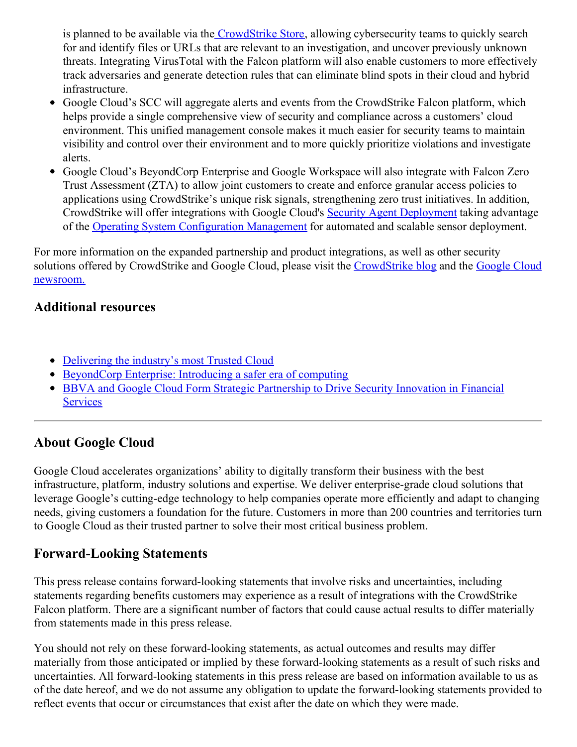is planned to be available via the CrowdStrike Store, allowing cybersecurity teams to quickly search for and identify files or URLs that are relevant to an investigation, and uncover previously unknown threats. Integrating VirusTotal with the Falcon platform will also enable customers to more effectively track adversaries and generate detection rules that can eliminate blind spots in their cloud and hybrid infrastructure.

- Google Cloud's SCC will aggregate alerts and events from the CrowdStrike Falcon platform, which helps provide a single comprehensive view of security and compliance across a customers' cloud environment. This unified management console makes it much easier for security teams to maintain visibility and control over their environment and to more quickly prioritize violations and investigate alerts.
- Google Cloud's BeyondCorp Enterprise and Google Workspace will also integrate with Falcon Zero Trust Assessment (ZTA) to allow joint customers to create and enforce granular access policies to applications using CrowdStrike's unique risk signals, strengthening zero trust initiatives. In addition, CrowdStrike will offer integrations with Google Cloud's Security Agent Deployment taking advantage of the Operating System Configuration Management for automated and scalable sensor deployment.

For more information on the expanded partnership and product integrations, as well as other security solutions offered by CrowdStrike and Google Cloud, please visit the CrowdStrike blog and the Google Cloud newsroom.

## Additional resources

- Delivering the industry's most Trusted Cloud
- BeyondCorp Enterprise: Introducing a safer era of computing
- BBVA and Google Cloud Form Strategic Partnership to Drive Security Innovation in Financial Services

---

## About Google Cloud

Google Cloud accelerates organizations' ability to digitally transform their business with the best infrastructure, platform, industry solutions and expertise. We deliver enterprise-grade cloud solutions that leverage Google's cutting-edge technology to help companies operate more efficiently and adapt to changing needs, giving customers a foundation for the future. Customers in more than 200 countries and territories turn to Google Cloud as their trusted partner to solve their most critical business problem.

## Forward-Looking Statements

This press release contains forward-looking statements that involve risks and uncertainties, including statements regarding benefits customers may experience as a result of integrations with the CrowdStrike Falcon platform. There are a significant number of factors that could cause actual results to differ materially from statements made in this press release.

You should not rely on these forward-looking statements, as actual outcomes and results may differ materially from those anticipated or implied by these forward-looking statements as a result of such risks and uncertainties. All forward-looking statements in this press release are based on information available to us as of the date hereof, and we do not assume any obligation to update the forward-looking statements provided to reflect events that occur or circumstances that exist after the date on which they were made.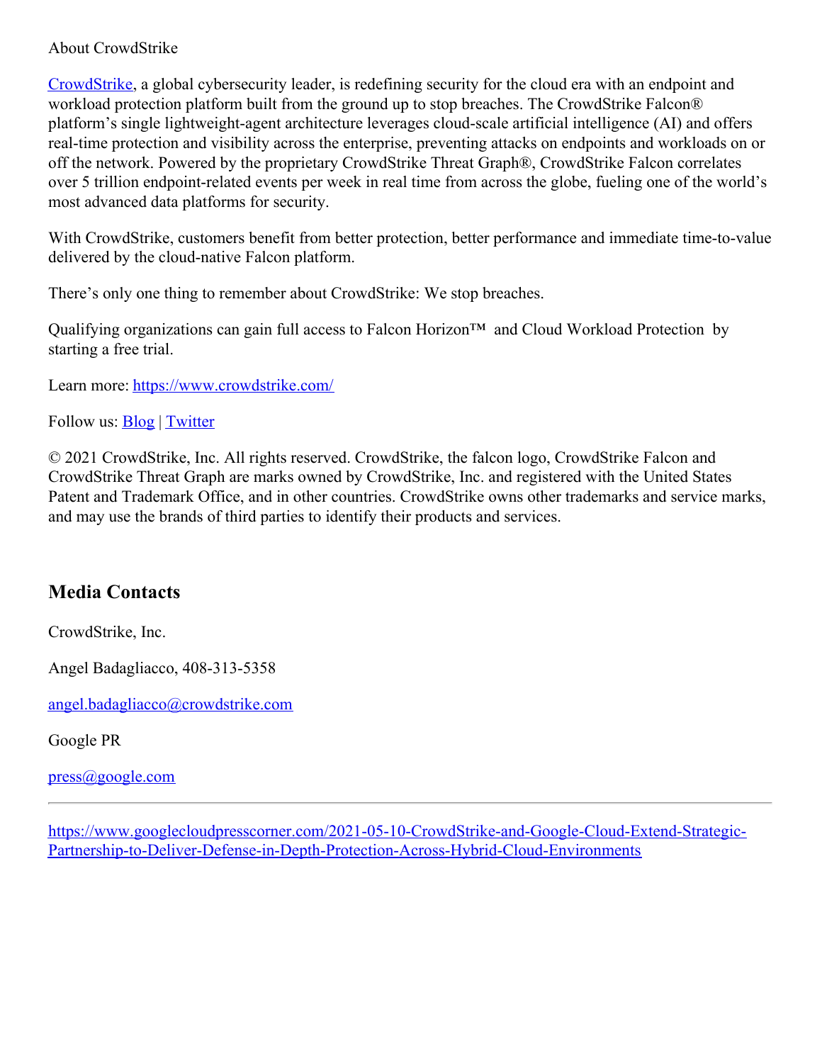About CrowdStrike

[CrowdStrike](https://www.crowdstrike.com/), a global cybersecurity leader, is redefining security for the cloud era with an endpoint and workload protection platform built from the ground up to stop breaches. The CrowdStrike Falcon® platform's single lightweight-agent architecture leverages cloud-scale artificial intelligence (AI) and offers real-time protection and visibility across the enterprise, preventing attacks on endpoints and workloads on or off the network. Powered by the proprietary CrowdStrike Threat Graph®, CrowdStrike Falcon correlates over 5 trillion endpoint-related events per week in real time from across the globe, fueling one of the world's most advanced data platforms for security.

With CrowdStrike, customers benefit from better protection, better performance and immediate time-to-value delivered by the cloud-native Falcon platform.

There's only one thing to remember about CrowdStrike: We stop breaches.

Qualifying organizations can gain full access to Falcon Horizon™ and Cloud Workload Protection by starting a free trial.

Learn more: [https://www.crowdstrike.com/](https://www.crowdstrike.com/)

Follow us: Blog | Twitter

© 2021 CrowdStrike, Inc. All rights reserved. CrowdStrike, the falcon logo, CrowdStrike Falcon and CrowdStrike Threat Graph are marks owned by CrowdStrike, Inc. and registered with the United States Patent and Trademark Office, and in other countries. CrowdStrike owns other trademarks and service marks, and may use the brands of third parties to identify their products and services.

## Media Contacts

CrowdStrike, Inc.

Angel Badagliacco, 408-313-5358

angel.badagliacco@crowdstrike.com

Google PR

press@google.com

---

https://www.googlecloudpresscorner.com/2021-05-10-CrowdStrike-and-Google-Cloud-Extend-Strategic-Partnership-to-Deliver-Defense-in-Depth-Protection-Across-Hybrid-Cloud-Environments